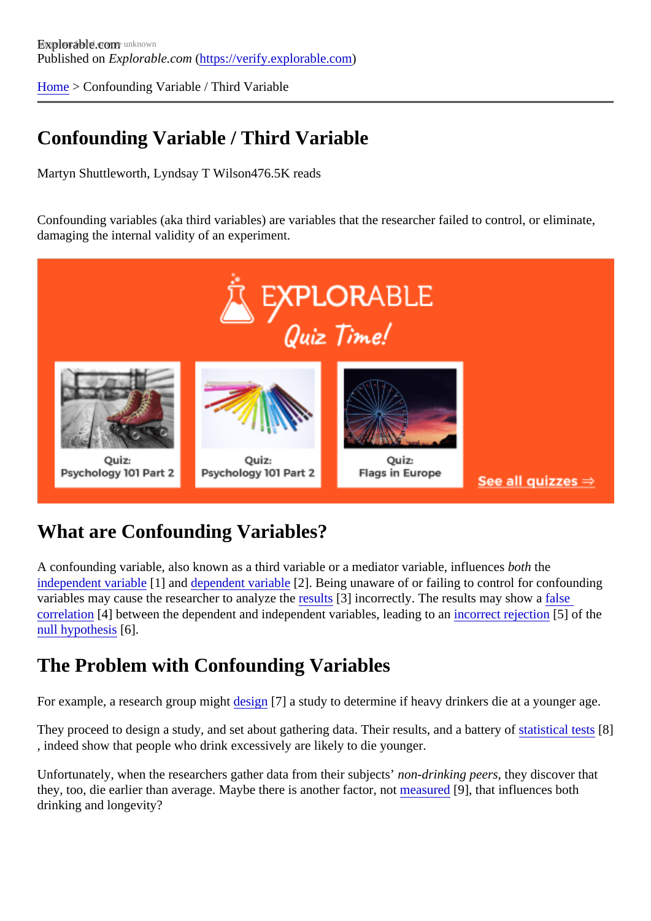Explorable.com
Published on *Explorable.com* (https://verify.explorable.com)

Home > Confounding Variable / Third Variable

# Confounding Variable / Third Variable

Martyn Shuttleworth, Lyndsay T Wilson476.5K reads

Confounding variables (aka third variables) are variables that the researcher failed to control, or eliminate, damaging the internal validity of an experiment.

## What are Confounding Variables?

A confounding variable, also known as a third variable or a mediator variable, influences *both* the independent variable [1] and dependent variable [2]. Being unaware of or failing to control for confounding variables may cause the researcher to analyze the results [3] incorrectly. The results may show a false correlation [4] between the dependent and independent variables, leading to an incorrect rejection [5] of the null hypothesis [6].

## The Problem with Confounding Variables

For example, a research group might design [7] a study to determine if heavy drinkers die at a younger age.

They proceed to design a study, and set about gathering data. Their results, and a battery of statistical tests [8], indeed show that people who drink excessively are likely to die younger.

Unfortunately, when the researchers gather data from their subjects' *non-drinking peers*, they discover that they, too, die earlier than average. Maybe there is another factor, not measured [9], that influences both drinking and longevity?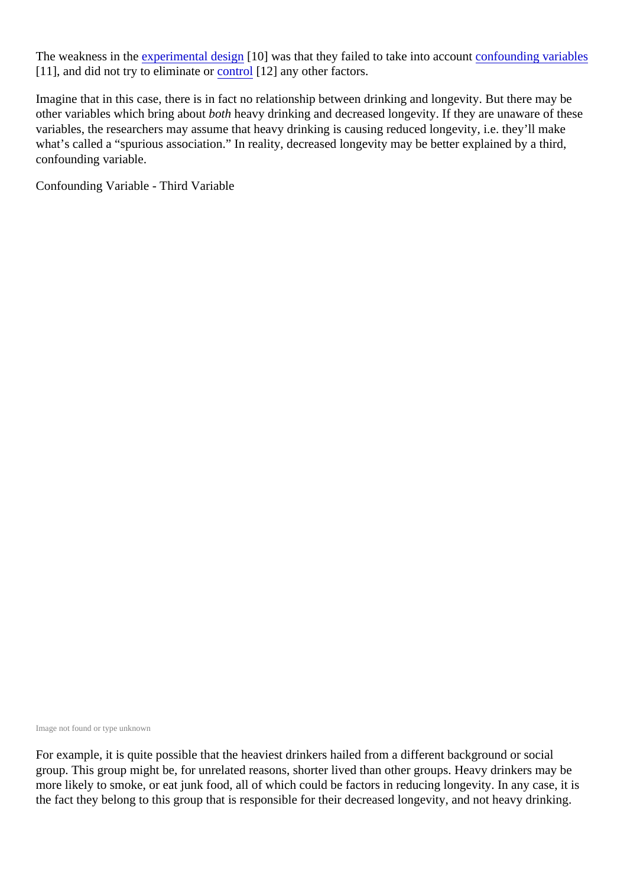The weakness in the experimental design [10] was that they failed to take into account confounding variables [11], and did not try to eliminate or control [12] any other factors.

Imagine that in this case, there is in fact no relationship between drinking and longevity. But there may be other variables which bring about *both* heavy drinking and decreased longevity. If they are unaware of these variables, the researchers may assume that heavy drinking is causing reduced longevity, i.e. they'll make what's called a "spurious association." In reality, decreased longevity may be better explained by a third, confounding variable.

Confounding Variable - Third Variable

Image not found or type unknown

For example, it is quite possible that the heaviest drinkers hailed from a different background or social group. This group might be, for unrelated reasons, shorter lived than other groups. Heavy drinkers may be more likely to smoke, or eat junk food, all of which could be factors in reducing longevity. In any case, it is the fact they belong to this group that is responsible for their decreased longevity, and not heavy drinking.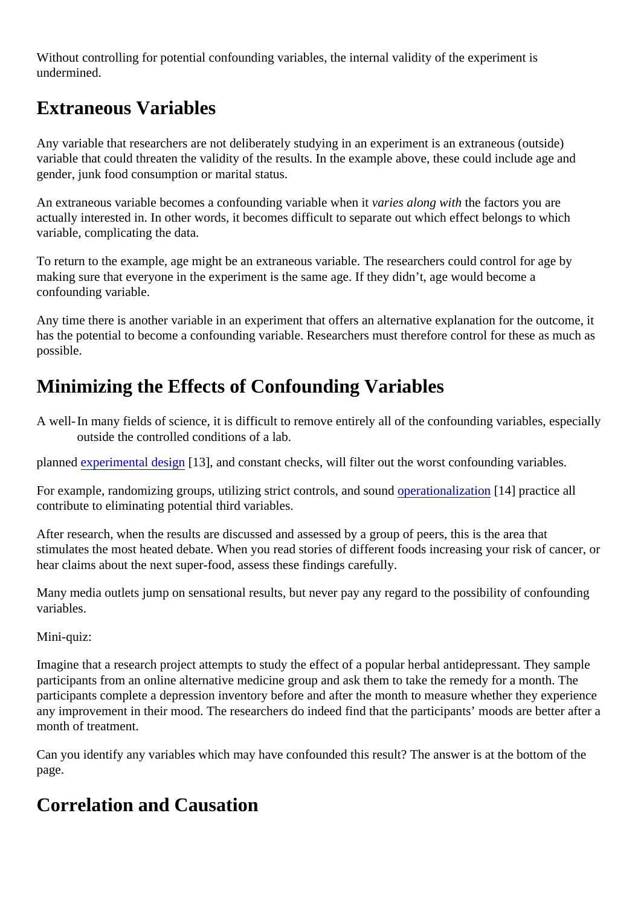Without controlling for potential confounding variables, the internal validity of the experiment is undermined.

## Extraneous Variables

Any variable that researchers are not deliberately studying in an experiment is an extraneous (outside) variable that could threaten the validity of the results. In the example above, these could include age and gender, junk food consumption or marital status.

An extraneous variable becomes a confounding variable when it *varies along with* the factors you are actually interested in. In other words, it becomes difficult to separate out which effect belongs to which variable, complicating the data.

To return to the example, age might be an extraneous variable. The researchers could control for age by making sure that everyone in the experiment is the same age. If they didn't, age would become a confounding variable.

Any time there is another variable in an experiment that offers an alternative explanation for the outcome, it has the potential to become a confounding variable. Researchers must therefore control for these as much as possible.

## Minimizing the Effects of Confounding Variables

> In many fields of science, it is difficult to remove entirely all of the confounding variables, especially outside the controlled conditions of a lab.

A well-planned experimental design [13], and constant checks, will filter out the worst confounding variables.

For example, randomizing groups, utilizing strict controls, and sound operationalization [14] practice all contribute to eliminating potential third variables.

After research, when the results are discussed and assessed by a group of peers, this is the area that stimulates the most heated debate. When you read stories of different foods increasing your risk of cancer, or hear claims about the next super-food, assess these findings carefully.

Many media outlets jump on sensational results, but never pay any regard to the possibility of confounding variables.

Mini-quiz:

Imagine that a research project attempts to study the effect of a popular herbal antidepressant. They sample participants from an online alternative medicine group and ask them to take the remedy for a month. The participants complete a depression inventory before and after the month to measure whether they experience any improvement in their mood. The researchers do indeed find that the participants' moods are better after a month of treatment.

Can you identify any variables which may have confounded this result? The answer is at the bottom of the page.

## Correlation and Causation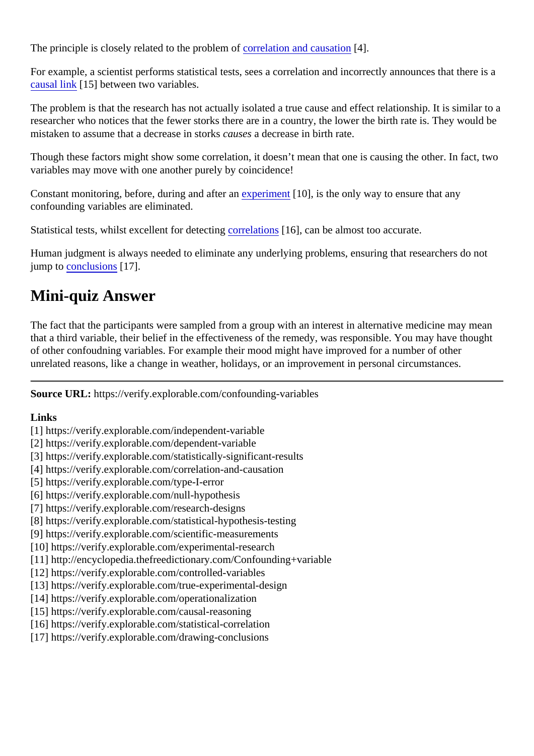The principle is closely related to the problem of correlation and causation [4].

For example, a scientist performs statistical tests, sees a correlation and incorrectly announces that there is a causal link [15] between two variables.

The problem is that the research has not actually isolated a true cause and effect relationship. It is similar to a researcher who notices that the fewer storks there are in a country, the lower the birth rate is. They would be mistaken to assume that a decrease in storks *causes* a decrease in birth rate.

Though these factors might show some correlation, it doesn't mean that one is causing the other. In fact, two variables may move with one another purely by coincidence!

Constant monitoring, before, during and after an experiment [10], is the only way to ensure that any confounding variables are eliminated.

Statistical tests, whilst excellent for detecting correlations [16], can be almost too accurate.

Human judgment is always needed to eliminate any underlying problems, ensuring that researchers do not jump to conclusions [17].

## Mini-quiz Answer

The fact that the participants were sampled from a group with an interest in alternative medicine may mean that a third variable, their belief in the effectiveness of the remedy, was responsible. You may have thought of other confoudning variables. For example their mood might have improved for a number of other unrelated reasons, like a change in weather, holidays, or an improvement in personal circumstances.

---

**Source URL:** https://verify.explorable.com/confounding-variables

**Links**
[1] https://verify.explorable.com/independent-variable
[2] https://verify.explorable.com/dependent-variable
[3] https://verify.explorable.com/statistically-significant-results
[4] https://verify.explorable.com/correlation-and-causation
[5] https://verify.explorable.com/type-I-error
[6] https://verify.explorable.com/null-hypothesis
[7] https://verify.explorable.com/research-designs
[8] https://verify.explorable.com/statistical-hypothesis-testing
[9] https://verify.explorable.com/scientific-measurements
[10] https://verify.explorable.com/experimental-research
[11] http://encyclopedia.thefreedictionary.com/Confounding+variable
[12] https://verify.explorable.com/controlled-variables
[13] https://verify.explorable.com/true-experimental-design
[14] https://verify.explorable.com/operationalization
[15] https://verify.explorable.com/causal-reasoning
[16] https://verify.explorable.com/statistical-correlation
[17] https://verify.explorable.com/drawing-conclusions